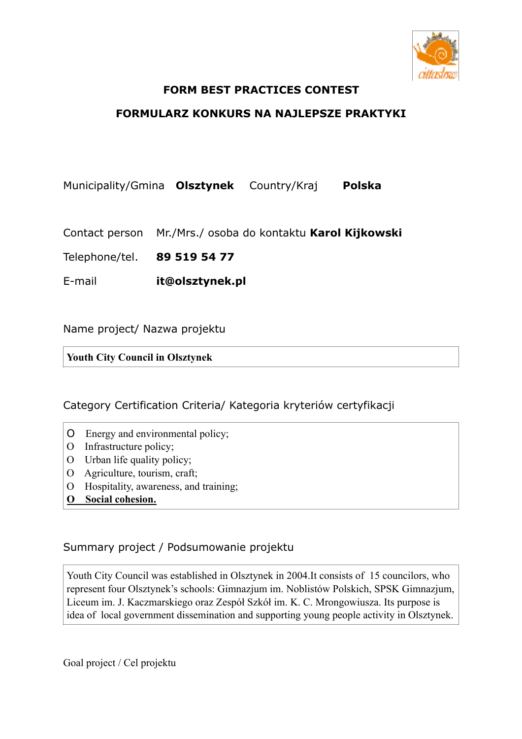**FORM BEST PRACTICES CONTEST**

**FORMULARZ KONKURS NA NAJLEPSZE PRAKTYKI**

Municipality/Gmina **Olsztynek** Country/Kraj **Polska**

Contact person Mr./Mrs./ osoba do kontaktu **Karol Kijkowski**

Telephone/tel. **89 519 54 77**

E-mail **it@olsztynek.pl**

Name project/ Nazwa projektu

**Youth City Council in Olsztynek**

Category Certification Criteria/ Kategoria kryteriów certyfikacji

O Energy and environmental policy;
O Infrastructure policy;
O Urban life quality policy;
O Agriculture, tourism, craft;
O Hospitality, awareness, and training;
**<u>O Social cohesion.</u>**

Summary project / Podsumowanie projektu

Youth City Council was established in Olsztynek in 2004.It consists of 15 councilors, who represent four Olsztynek's schools: Gimnazjum im. Noblistów Polskich, SPSK Gimnazjum, Liceum im. J. Kaczmarskiego oraz Zespół Szkół im. K. C. Mrongowiusza. Its purpose is idea of local government dissemination and supporting young people activity in Olsztynek.

Goal project / Cel projektu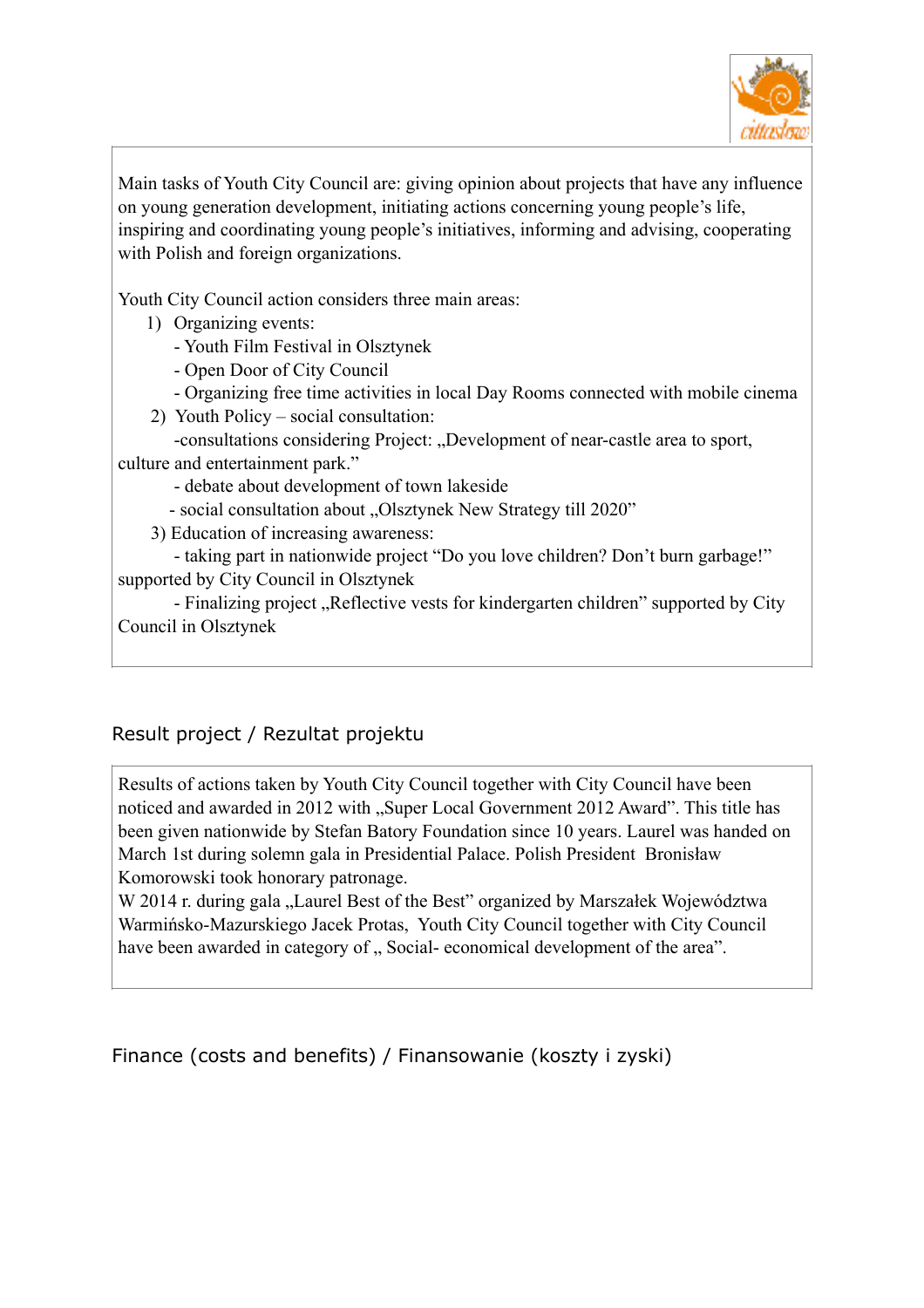Main tasks of Youth City Council are: giving opinion about projects that have any influence on young generation development, initiating actions concerning young people's life, inspiring and coordinating young people's initiatives, informing and advising, cooperating with Polish and foreign organizations.

Youth City Council action considers three main areas:

1) Organizing events:
   - Youth Film Festival in Olsztynek
   - Open Door of City Council
   - Organizing free time activities in local Day Rooms connected with mobile cinema
2) Youth Policy – social consultation:
   - consultations considering Project: „Development of near-castle area to sport, culture and entertainment park."
   - debate about development of town lakeside
   - social consultation about „Olsztynek New Strategy till 2020"
3) Education of increasing awareness:
   - taking part in nationwide project "Do you love children? Don't burn garbage!" supported by City Council in Olsztynek
   - Finalizing project „Reflective vests for kindergarten children" supported by City Council in Olsztynek

## Result project / Rezultat projektu

Results of actions taken by Youth City Council together with City Council have been noticed and awarded in 2012 with „Super Local Government 2012 Award". This title has been given nationwide by Stefan Batory Foundation since 10 years. Laurel was handed on March 1st during solemn gala in Presidential Palace. Polish President Bronisław Komorowski took honorary patronage.
W 2014 r. during gala „Laurel Best of the Best" organized by Marszałek Województwa Warmińsko-Mazurskiego Jacek Protas, Youth City Council together with City Council have been awarded in category of „ Social- economical development of the area".

## Finance (costs and benefits) / Finansowanie (koszty i zyski)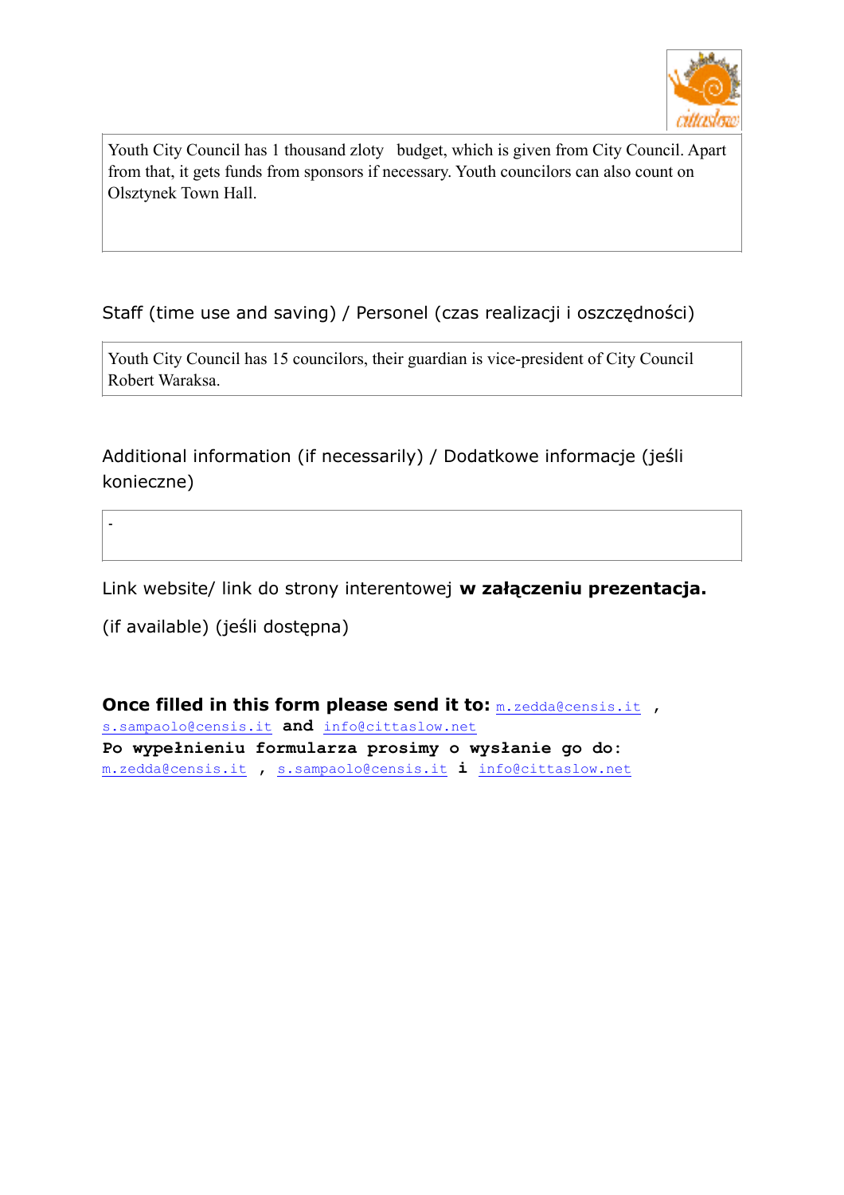Youth City Council has 1 thousand zloty budget, which is given from City Council. Apart from that, it gets funds from sponsors if necessary. Youth councilors can also count on Olsztynek Town Hall.

Staff (time use and saving) / Personel (czas realizacji i oszczędności)

Youth City Council has 15 councilors, their guardian is vice-president of City Council Robert Waraksa.

Additional information (if necessarily) / Dodatkowe informacje (jeśli konieczne)

-

Link website/ link do strony interentowej **w załączeniu prezentacja.**

(if available) (jeśli dostępna)

**Once filled in this form please send it to:** m.zedda@censis.it , s.sampaolo@censis.it **and** info@cittaslow.net

**Po wypełnieniu formularza prosimy o wysłanie go do:** m.zedda@censis.it , s.sampaolo@censis.it **i** info@cittaslow.net